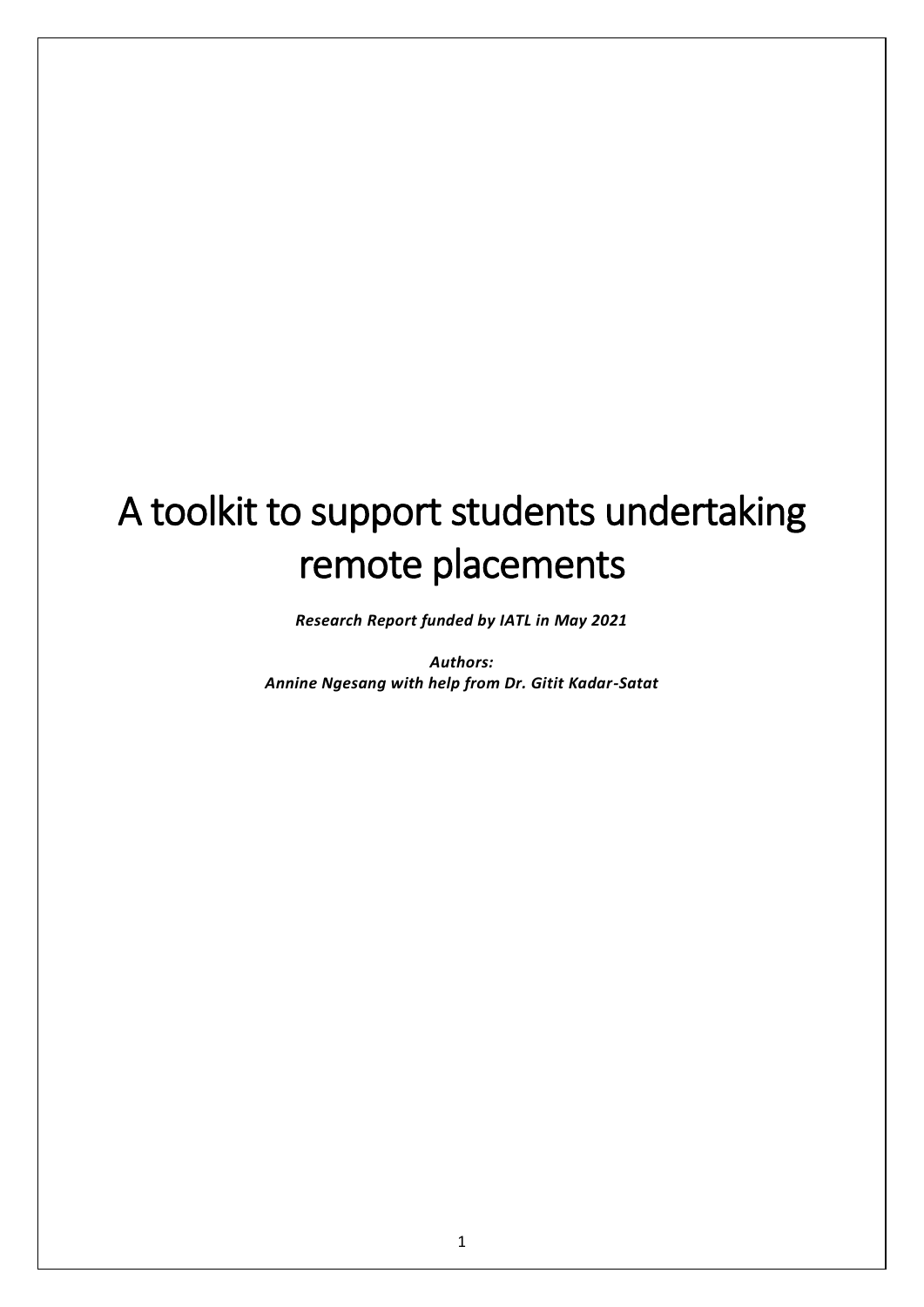# A toolkit to support students undertaking remote placements

***Research Report funded by IATL in May 2021***

***Authors:***
***Annine Ngesang with help from Dr. Gitit Kadar-Satat***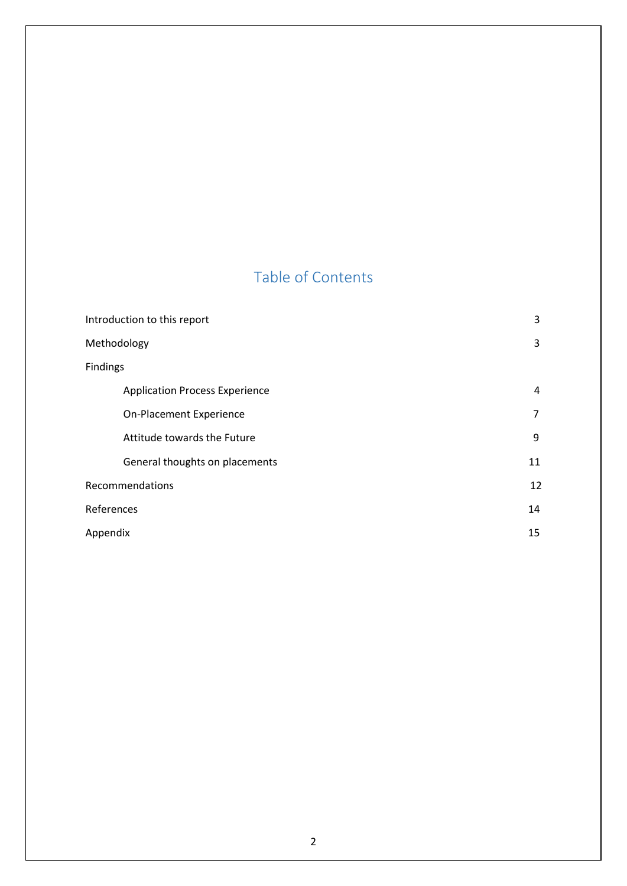## Table of Contents

| | |
|---|---|
| Introduction to this report | 3 |
| Methodology | 3 |
| Findings | |
| Application Process Experience | 4 |
| On-Placement Experience | 7 |
| Attitude towards the Future | 9 |
| General thoughts on placements | 11 |
| Recommendations | 12 |
| References | 14 |
| Appendix | 15 |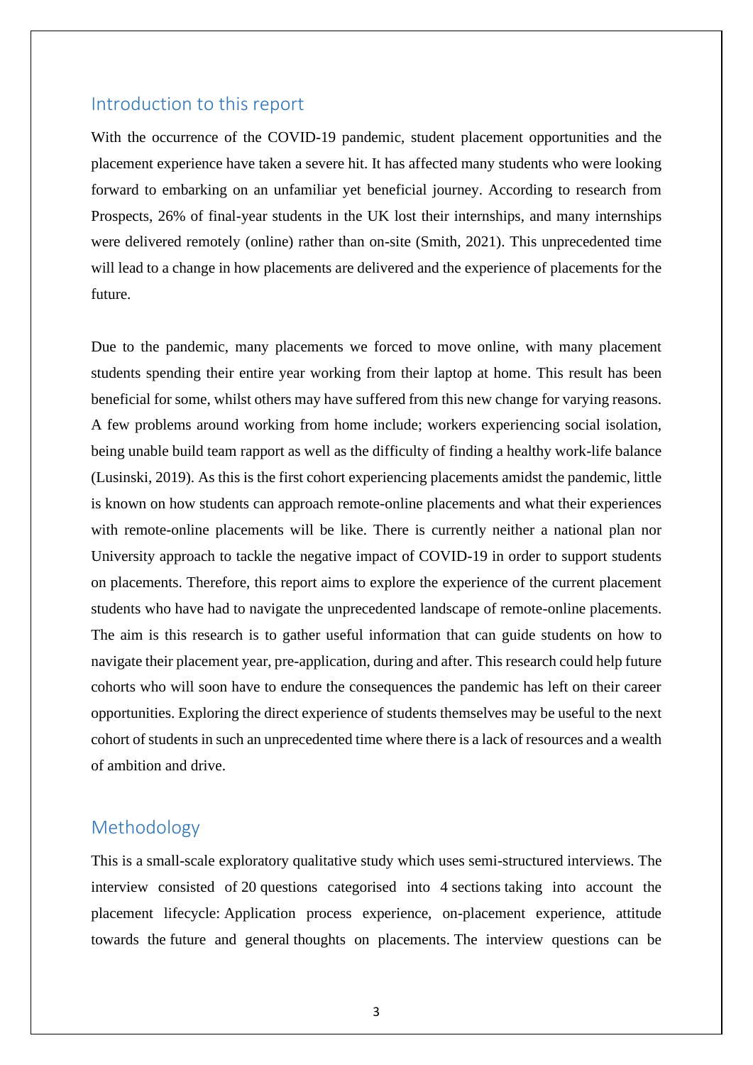## Introduction to this report

With the occurrence of the COVID-19 pandemic, student placement opportunities and the placement experience have taken a severe hit. It has affected many students who were looking forward to embarking on an unfamiliar yet beneficial journey. According to research from Prospects, 26% of final-year students in the UK lost their internships, and many internships were delivered remotely (online) rather than on-site (Smith, 2021). This unprecedented time will lead to a change in how placements are delivered and the experience of placements for the future.

Due to the pandemic, many placements we forced to move online, with many placement students spending their entire year working from their laptop at home. This result has been beneficial for some, whilst others may have suffered from this new change for varying reasons. A few problems around working from home include; workers experiencing social isolation, being unable build team rapport as well as the difficulty of finding a healthy work-life balance (Lusinski, 2019). As this is the first cohort experiencing placements amidst the pandemic, little is known on how students can approach remote-online placements and what their experiences with remote-online placements will be like. There is currently neither a national plan nor University approach to tackle the negative impact of COVID-19 in order to support students on placements. Therefore, this report aims to explore the experience of the current placement students who have had to navigate the unprecedented landscape of remote-online placements. The aim is this research is to gather useful information that can guide students on how to navigate their placement year, pre-application, during and after. This research could help future cohorts who will soon have to endure the consequences the pandemic has left on their career opportunities. Exploring the direct experience of students themselves may be useful to the next cohort of students in such an unprecedented time where there is a lack of resources and a wealth of ambition and drive.

## Methodology

This is a small-scale exploratory qualitative study which uses semi-structured interviews. The interview consisted of 20 questions categorised into 4 sections taking into account the placement lifecycle: Application process experience, on-placement experience, attitude towards the future and general thoughts on placements. The interview questions can be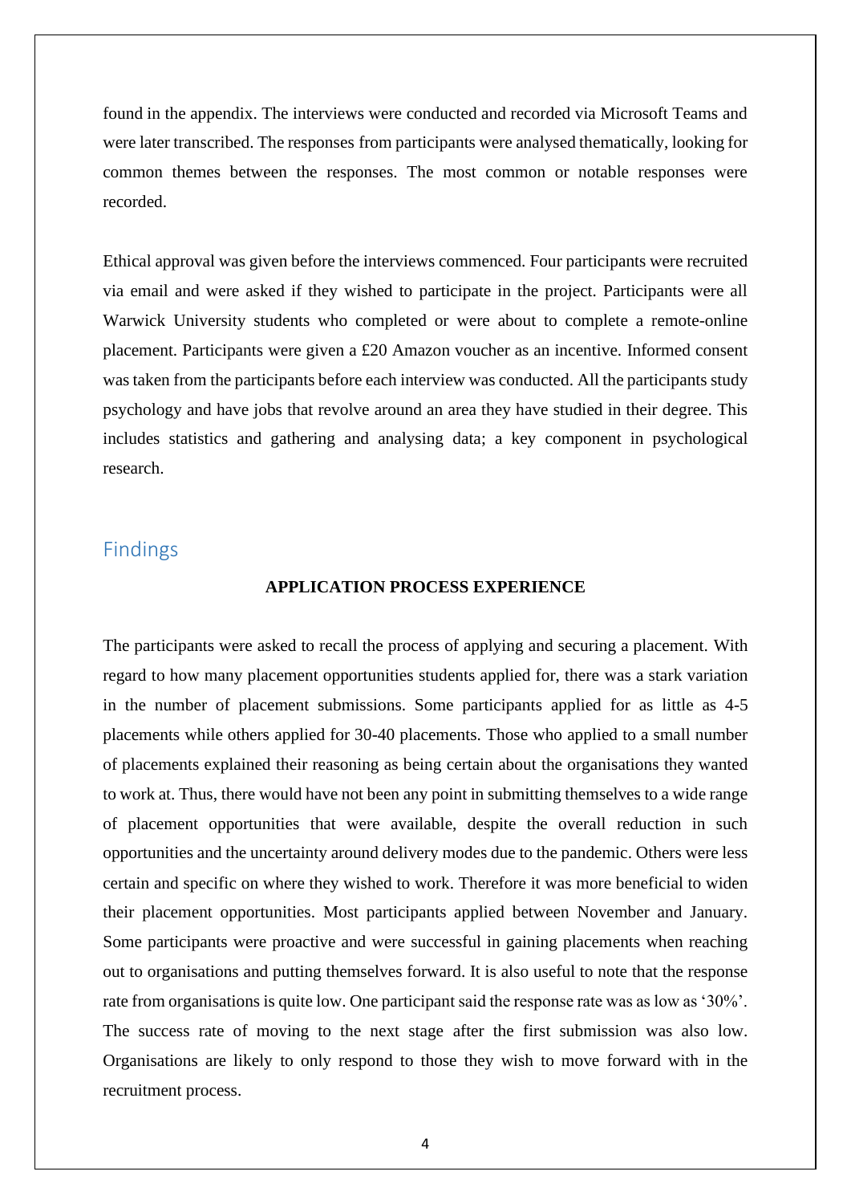found in the appendix. The interviews were conducted and recorded via Microsoft Teams and were later transcribed. The responses from participants were analysed thematically, looking for common themes between the responses. The most common or notable responses were recorded.

Ethical approval was given before the interviews commenced. Four participants were recruited via email and were asked if they wished to participate in the project. Participants were all Warwick University students who completed or were about to complete a remote-online placement. Participants were given a £20 Amazon voucher as an incentive. Informed consent was taken from the participants before each interview was conducted. All the participants study psychology and have jobs that revolve around an area they have studied in their degree. This includes statistics and gathering and analysing data; a key component in psychological research.

## Findings

### APPLICATION PROCESS EXPERIENCE

The participants were asked to recall the process of applying and securing a placement. With regard to how many placement opportunities students applied for, there was a stark variation in the number of placement submissions. Some participants applied for as little as 4-5 placements while others applied for 30-40 placements. Those who applied to a small number of placements explained their reasoning as being certain about the organisations they wanted to work at. Thus, there would have not been any point in submitting themselves to a wide range of placement opportunities that were available, despite the overall reduction in such opportunities and the uncertainty around delivery modes due to the pandemic. Others were less certain and specific on where they wished to work. Therefore it was more beneficial to widen their placement opportunities. Most participants applied between November and January. Some participants were proactive and were successful in gaining placements when reaching out to organisations and putting themselves forward. It is also useful to note that the response rate from organisations is quite low. One participant said the response rate was as low as '30%'. The success rate of moving to the next stage after the first submission was also low. Organisations are likely to only respond to those they wish to move forward with in the recruitment process.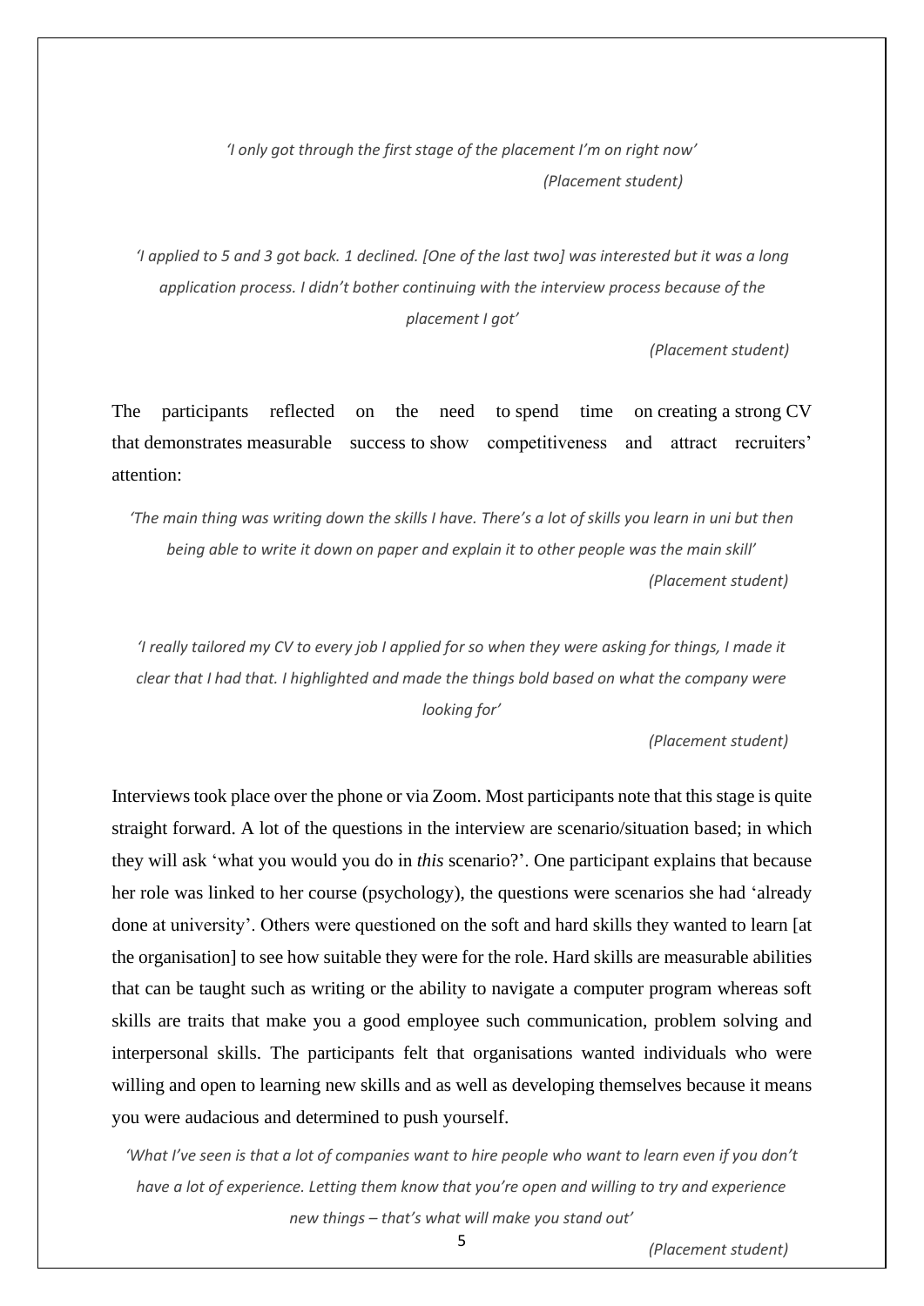*'I only got through the first stage of the placement I'm on right now'*

*(Placement student)*

*'I applied to 5 and 3 got back. 1 declined. [One of the last two] was interested but it was a long application process. I didn't bother continuing with the interview process because of the placement I got'*

*(Placement student)*

The participants reflected on the need to spend time on creating a strong CV that demonstrates measurable success to show competitiveness and attract recruiters' attention:

*'The main thing was writing down the skills I have. There's a lot of skills you learn in uni but then being able to write it down on paper and explain it to other people was the main skill'*

*(Placement student)*

*'I really tailored my CV to every job I applied for so when they were asking for things, I made it clear that I had that. I highlighted and made the things bold based on what the company were looking for'*

*(Placement student)*

Interviews took place over the phone or via Zoom. Most participants note that this stage is quite straight forward. A lot of the questions in the interview are scenario/situation based; in which they will ask 'what you would you do in *this* scenario?'. One participant explains that because her role was linked to her course (psychology), the questions were scenarios she had 'already done at university'. Others were questioned on the soft and hard skills they wanted to learn [at the organisation] to see how suitable they were for the role. Hard skills are measurable abilities that can be taught such as writing or the ability to navigate a computer program whereas soft skills are traits that make you a good employee such communication, problem solving and interpersonal skills. The participants felt that organisations wanted individuals who were willing and open to learning new skills and as well as developing themselves because it means you were audacious and determined to push yourself.

*'What I've seen is that a lot of companies want to hire people who want to learn even if you don't have a lot of experience. Letting them know that you're open and willing to try and experience new things – that's what will make you stand out'*

*(Placement student)*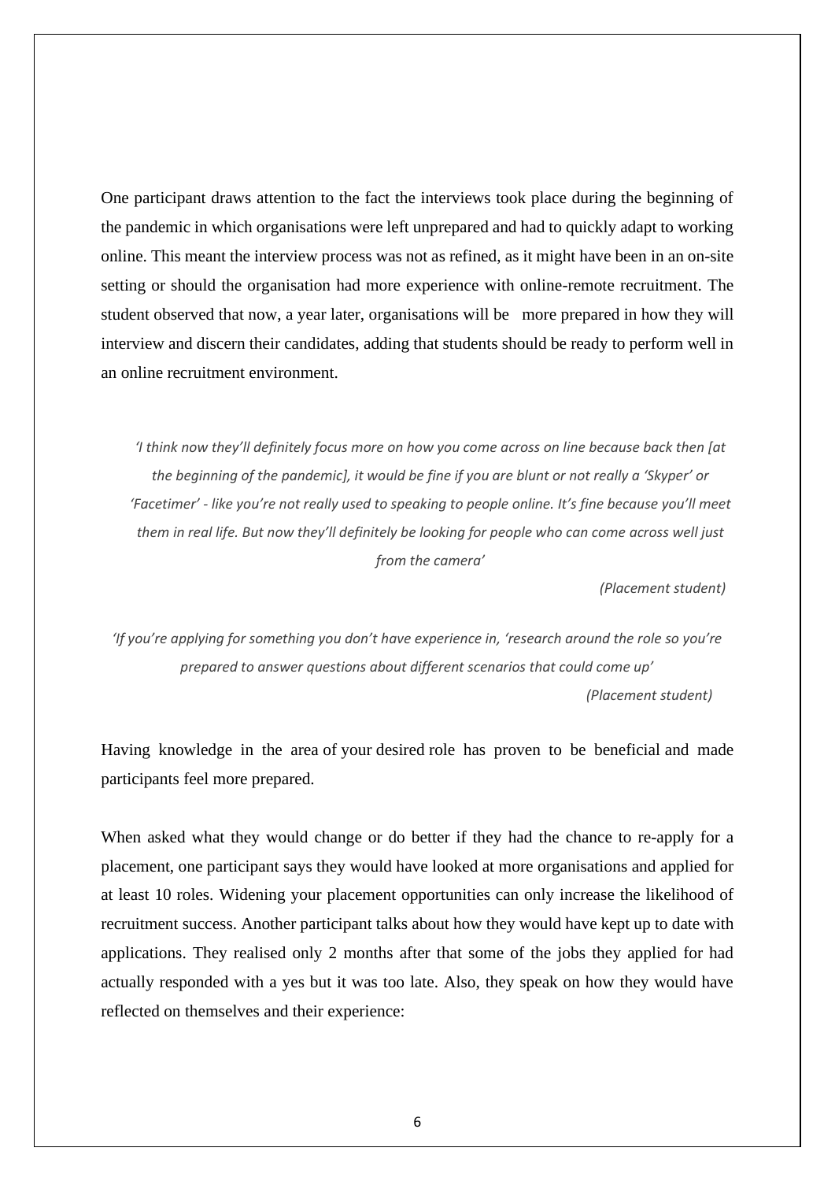One participant draws attention to the fact the interviews took place during the beginning of the pandemic in which organisations were left unprepared and had to quickly adapt to working online. This meant the interview process was not as refined, as it might have been in an on-site setting or should the organisation had more experience with online-remote recruitment. The student observed that now, a year later, organisations will be more prepared in how they will interview and discern their candidates, adding that students should be ready to perform well in an online recruitment environment.

> *'I think now they'll definitely focus more on how you come across on line because back then [at the beginning of the pandemic], it would be fine if you are blunt or not really a 'Skyper' or 'Facetimer' - like you're not really used to speaking to people online. It's fine because you'll meet them in real life. But now they'll definitely be looking for people who can come across well just from the camera'*
>
> *(Placement student)*

> *'If you're applying for something you don't have experience in, 'research around the role so you're prepared to answer questions about different scenarios that could come up'*
>
> *(Placement student)*

Having knowledge in the area of your desired role has proven to be beneficial and made participants feel more prepared.

When asked what they would change or do better if they had the chance to re-apply for a placement, one participant says they would have looked at more organisations and applied for at least 10 roles. Widening your placement opportunities can only increase the likelihood of recruitment success. Another participant talks about how they would have kept up to date with applications. They realised only 2 months after that some of the jobs they applied for had actually responded with a yes but it was too late. Also, they speak on how they would have reflected on themselves and their experience: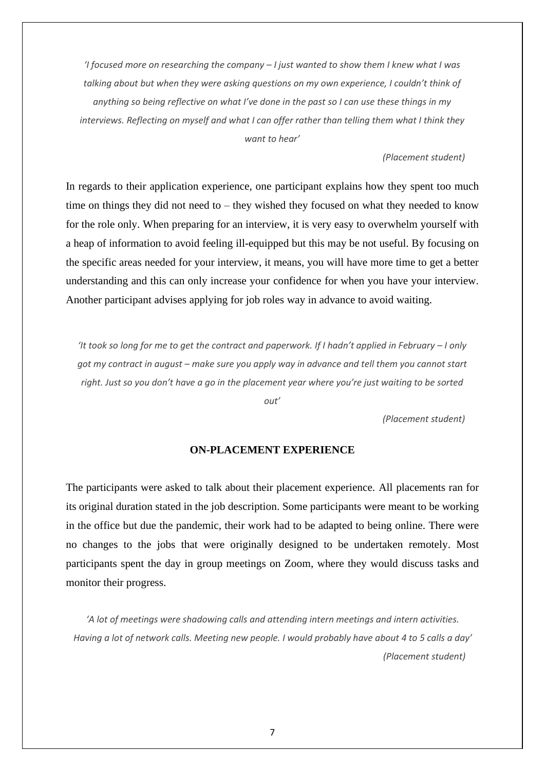*'I focused more on researching the company – I just wanted to show them I knew what I was talking about but when they were asking questions on my own experience, I couldn't think of anything so being reflective on what I've done in the past so I can use these things in my interviews. Reflecting on myself and what I can offer rather than telling them what I think they want to hear'*

*(Placement student)*

In regards to their application experience, one participant explains how they spent too much time on things they did not need to – they wished they focused on what they needed to know for the role only. When preparing for an interview, it is very easy to overwhelm yourself with a heap of information to avoid feeling ill-equipped but this may be not useful. By focusing on the specific areas needed for your interview, it means, you will have more time to get a better understanding and this can only increase your confidence for when you have your interview. Another participant advises applying for job roles way in advance to avoid waiting.

*'It took so long for me to get the contract and paperwork. If I hadn't applied in February – I only got my contract in august – make sure you apply way in advance and tell them you cannot start right. Just so you don't have a go in the placement year where you're just waiting to be sorted out'*

*(Placement student)*

## ON-PLACEMENT EXPERIENCE

The participants were asked to talk about their placement experience. All placements ran for its original duration stated in the job description. Some participants were meant to be working in the office but due the pandemic, their work had to be adapted to being online. There were no changes to the jobs that were originally designed to be undertaken remotely. Most participants spent the day in group meetings on Zoom, where they would discuss tasks and monitor their progress.

*'A lot of meetings were shadowing calls and attending intern meetings and intern activities. Having a lot of network calls. Meeting new people. I would probably have about 4 to 5 calls a day'*

*(Placement student)*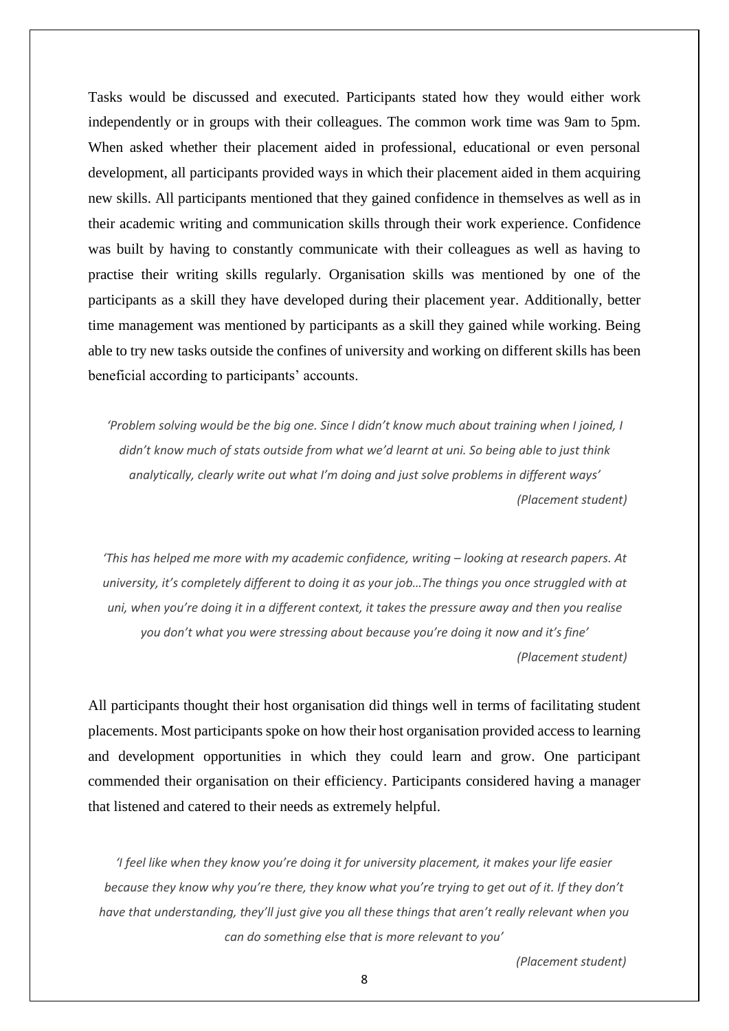Tasks would be discussed and executed. Participants stated how they would either work independently or in groups with their colleagues. The common work time was 9am to 5pm. When asked whether their placement aided in professional, educational or even personal development, all participants provided ways in which their placement aided in them acquiring new skills. All participants mentioned that they gained confidence in themselves as well as in their academic writing and communication skills through their work experience. Confidence was built by having to constantly communicate with their colleagues as well as having to practise their writing skills regularly. Organisation skills was mentioned by one of the participants as a skill they have developed during their placement year. Additionally, better time management was mentioned by participants as a skill they gained while working. Being able to try new tasks outside the confines of university and working on different skills has been beneficial according to participants' accounts.

*'Problem solving would be the big one. Since I didn't know much about training when I joined, I didn't know much of stats outside from what we'd learnt at uni. So being able to just think analytically, clearly write out what I'm doing and just solve problems in different ways'*

*(Placement student)*

*'This has helped me more with my academic confidence, writing – looking at research papers. At university, it's completely different to doing it as your job…The things you once struggled with at uni, when you're doing it in a different context, it takes the pressure away and then you realise you don't what you were stressing about because you're doing it now and it's fine'*

*(Placement student)*

All participants thought their host organisation did things well in terms of facilitating student placements. Most participants spoke on how their host organisation provided access to learning and development opportunities in which they could learn and grow. One participant commended their organisation on their efficiency. Participants considered having a manager that listened and catered to their needs as extremely helpful.

*'I feel like when they know you're doing it for university placement, it makes your life easier because they know why you're there, they know what you're trying to get out of it. If they don't have that understanding, they'll just give you all these things that aren't really relevant when you can do something else that is more relevant to you'*

*(Placement student)*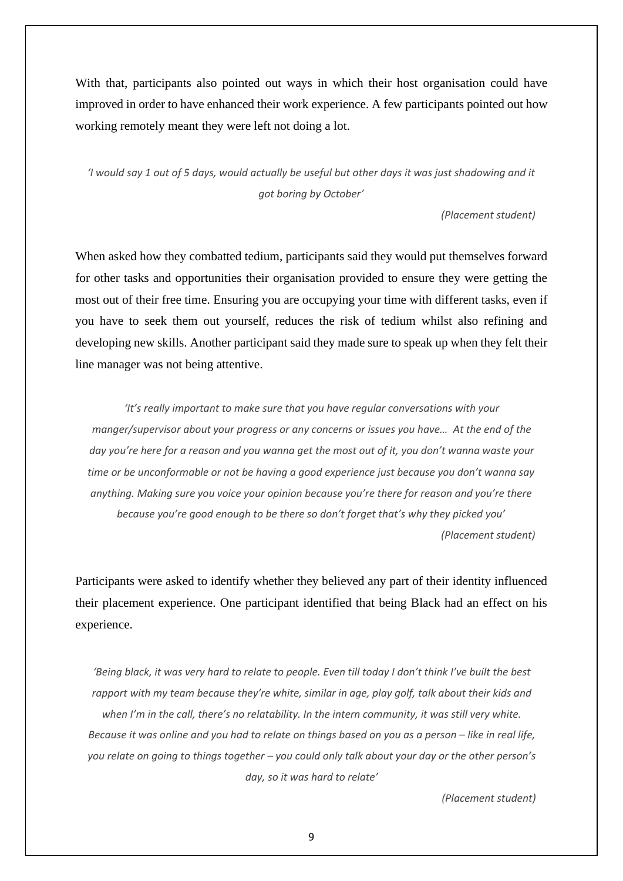With that, participants also pointed out ways in which their host organisation could have improved in order to have enhanced their work experience. A few participants pointed out how working remotely meant they were left not doing a lot.

> *'I would say 1 out of 5 days, would actually be useful but other days it was just shadowing and it got boring by October'*
>
> *(Placement student)*

When asked how they combatted tedium, participants said they would put themselves forward for other tasks and opportunities their organisation provided to ensure they were getting the most out of their free time. Ensuring you are occupying your time with different tasks, even if you have to seek them out yourself, reduces the risk of tedium whilst also refining and developing new skills. Another participant said they made sure to speak up when they felt their line manager was not being attentive.

> *'It's really important to make sure that you have regular conversations with your manger/supervisor about your progress or any concerns or issues you have… At the end of the day you're here for a reason and you wanna get the most out of it, you don't wanna waste your time or be unconformable or not be having a good experience just because you don't wanna say anything. Making sure you voice your opinion because you're there for reason and you're there because you're good enough to be there so don't forget that's why they picked you'*
>
> *(Placement student)*

Participants were asked to identify whether they believed any part of their identity influenced their placement experience. One participant identified that being Black had an effect on his experience.

> *'Being black, it was very hard to relate to people. Even till today I don't think I've built the best rapport with my team because they're white, similar in age, play golf, talk about their kids and when I'm in the call, there's no relatability. In the intern community, it was still very white. Because it was online and you had to relate on things based on you as a person – like in real life, you relate on going to things together – you could only talk about your day or the other person's day, so it was hard to relate'*
>
> *(Placement student)*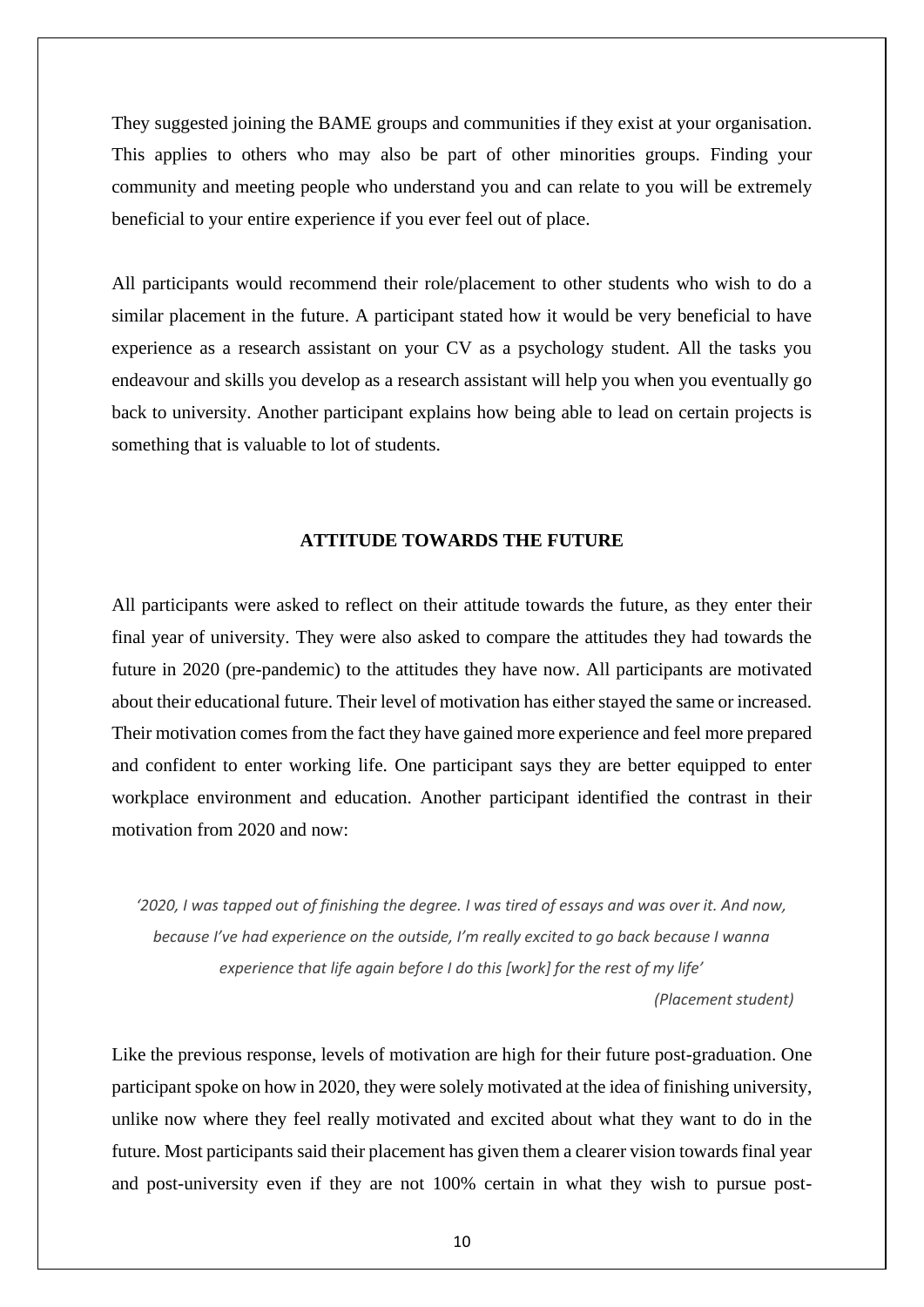They suggested joining the BAME groups and communities if they exist at your organisation. This applies to others who may also be part of other minorities groups. Finding your community and meeting people who understand you and can relate to you will be extremely beneficial to your entire experience if you ever feel out of place.

All participants would recommend their role/placement to other students who wish to do a similar placement in the future. A participant stated how it would be very beneficial to have experience as a research assistant on your CV as a psychology student. All the tasks you endeavour and skills you develop as a research assistant will help you when you eventually go back to university. Another participant explains how being able to lead on certain projects is something that is valuable to lot of students.

## ATTITUDE TOWARDS THE FUTURE

All participants were asked to reflect on their attitude towards the future, as they enter their final year of university. They were also asked to compare the attitudes they had towards the future in 2020 (pre-pandemic) to the attitudes they have now. All participants are motivated about their educational future. Their level of motivation has either stayed the same or increased. Their motivation comes from the fact they have gained more experience and feel more prepared and confident to enter working life. One participant says they are better equipped to enter workplace environment and education. Another participant identified the contrast in their motivation from 2020 and now:

> *'2020, I was tapped out of finishing the degree. I was tired of essays and was over it. And now, because I've had experience on the outside, I'm really excited to go back because I wanna experience that life again before I do this [work] for the rest of my life'*
>
> *(Placement student)*

Like the previous response, levels of motivation are high for their future post-graduation. One participant spoke on how in 2020, they were solely motivated at the idea of finishing university, unlike now where they feel really motivated and excited about what they want to do in the future. Most participants said their placement has given them a clearer vision towards final year and post-university even if they are not 100% certain in what they wish to pursue post-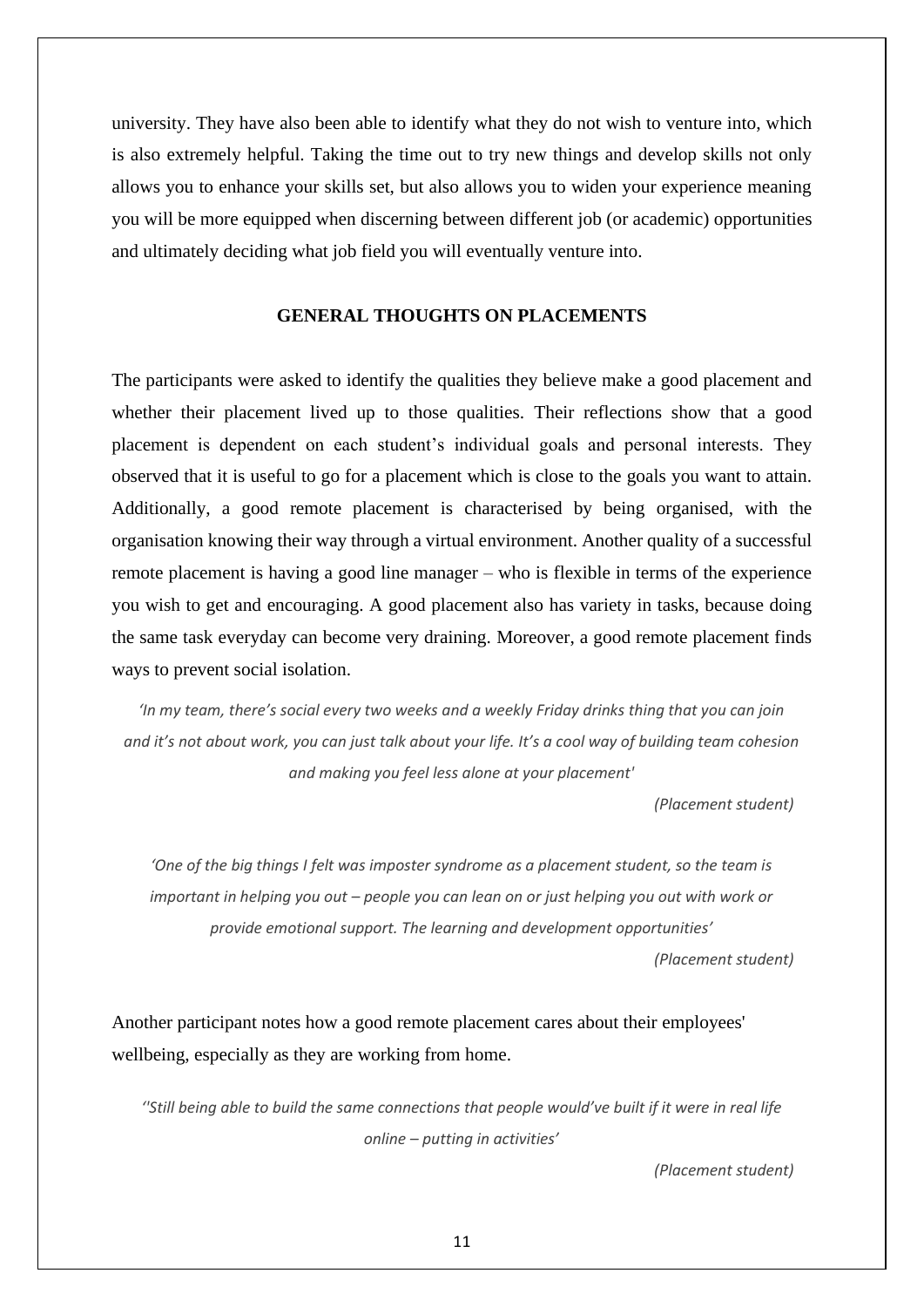university. They have also been able to identify what they do not wish to venture into, which is also extremely helpful. Taking the time out to try new things and develop skills not only allows you to enhance your skills set, but also allows you to widen your experience meaning you will be more equipped when discerning between different job (or academic) opportunities and ultimately deciding what job field you will eventually venture into.

## GENERAL THOUGHTS ON PLACEMENTS

The participants were asked to identify the qualities they believe make a good placement and whether their placement lived up to those qualities. Their reflections show that a good placement is dependent on each student's individual goals and personal interests. They observed that it is useful to go for a placement which is close to the goals you want to attain. Additionally, a good remote placement is characterised by being organised, with the organisation knowing their way through a virtual environment. Another quality of a successful remote placement is having a good line manager – who is flexible in terms of the experience you wish to get and encouraging. A good placement also has variety in tasks, because doing the same task everyday can become very draining. Moreover, a good remote placement finds ways to prevent social isolation.

*'In my team, there's social every two weeks and a weekly Friday drinks thing that you can join and it's not about work, you can just talk about your life. It's a cool way of building team cohesion and making you feel less alone at your placement'*

*(Placement student)*

*'One of the big things I felt was imposter syndrome as a placement student, so the team is important in helping you out – people you can lean on or just helping you out with work or provide emotional support. The learning and development opportunities'*

*(Placement student)*

Another participant notes how a good remote placement cares about their employees' wellbeing, especially as they are working from home.

*''Still being able to build the same connections that people would've built if it were in real life online – putting in activities'*

*(Placement student)*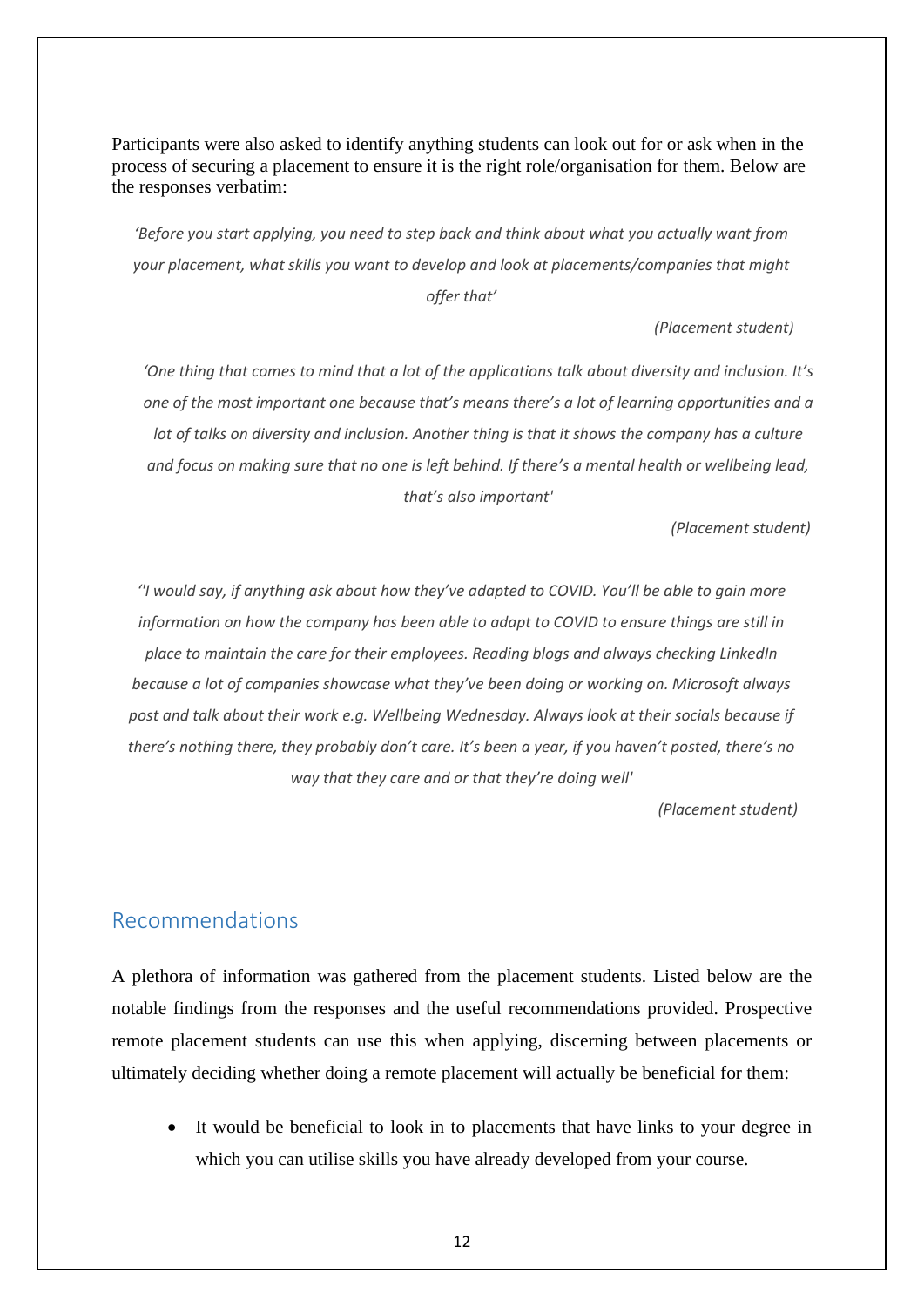Participants were also asked to identify anything students can look out for or ask when in the process of securing a placement to ensure it is the right role/organisation for them. Below are the responses verbatim:

> *'Before you start applying, you need to step back and think about what you actually want from your placement, what skills you want to develop and look at placements/companies that might offer that'*
>
> *(Placement student)*

> *'One thing that comes to mind that a lot of the applications talk about diversity and inclusion. It's one of the most important one because that's means there's a lot of learning opportunities and a lot of talks on diversity and inclusion. Another thing is that it shows the company has a culture and focus on making sure that no one is left behind. If there's a mental health or wellbeing lead, that's also important'*
>
> *(Placement student)*

> *''I would say, if anything ask about how they've adapted to COVID. You'll be able to gain more information on how the company has been able to adapt to COVID to ensure things are still in place to maintain the care for their employees. Reading blogs and always checking LinkedIn because a lot of companies showcase what they've been doing or working on. Microsoft always post and talk about their work e.g. Wellbeing Wednesday. Always look at their socials because if there's nothing there, they probably don't care. It's been a year, if you haven't posted, there's no way that they care and or that they're doing well'*
>
> *(Placement student)*

## Recommendations

A plethora of information was gathered from the placement students. Listed below are the notable findings from the responses and the useful recommendations provided. Prospective remote placement students can use this when applying, discerning between placements or ultimately deciding whether doing a remote placement will actually be beneficial for them:

- It would be beneficial to look in to placements that have links to your degree in which you can utilise skills you have already developed from your course.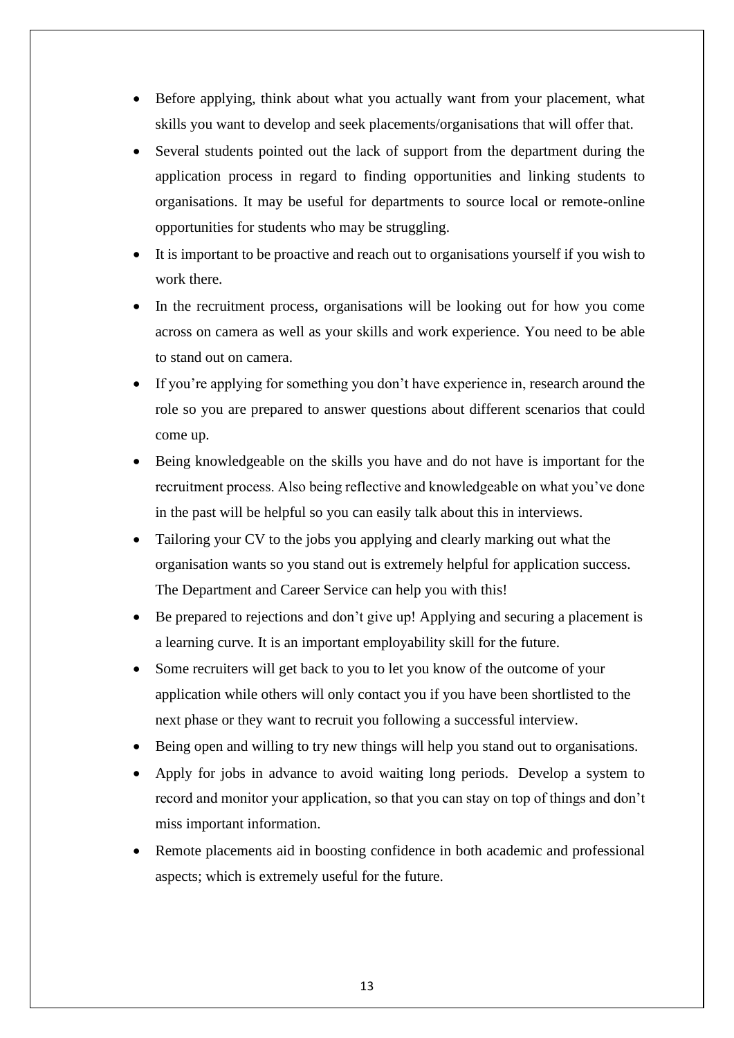- Before applying, think about what you actually want from your placement, what skills you want to develop and seek placements/organisations that will offer that.
- Several students pointed out the lack of support from the department during the application process in regard to finding opportunities and linking students to organisations. It may be useful for departments to source local or remote-online opportunities for students who may be struggling.
- It is important to be proactive and reach out to organisations yourself if you wish to work there.
- In the recruitment process, organisations will be looking out for how you come across on camera as well as your skills and work experience. You need to be able to stand out on camera.
- If you're applying for something you don't have experience in, research around the role so you are prepared to answer questions about different scenarios that could come up.
- Being knowledgeable on the skills you have and do not have is important for the recruitment process. Also being reflective and knowledgeable on what you've done in the past will be helpful so you can easily talk about this in interviews.
- Tailoring your CV to the jobs you applying and clearly marking out what the organisation wants so you stand out is extremely helpful for application success. The Department and Career Service can help you with this!
- Be prepared to rejections and don't give up! Applying and securing a placement is a learning curve. It is an important employability skill for the future.
- Some recruiters will get back to you to let you know of the outcome of your application while others will only contact you if you have been shortlisted to the next phase or they want to recruit you following a successful interview.
- Being open and willing to try new things will help you stand out to organisations.
- Apply for jobs in advance to avoid waiting long periods. Develop a system to record and monitor your application, so that you can stay on top of things and don't miss important information.
- Remote placements aid in boosting confidence in both academic and professional aspects; which is extremely useful for the future.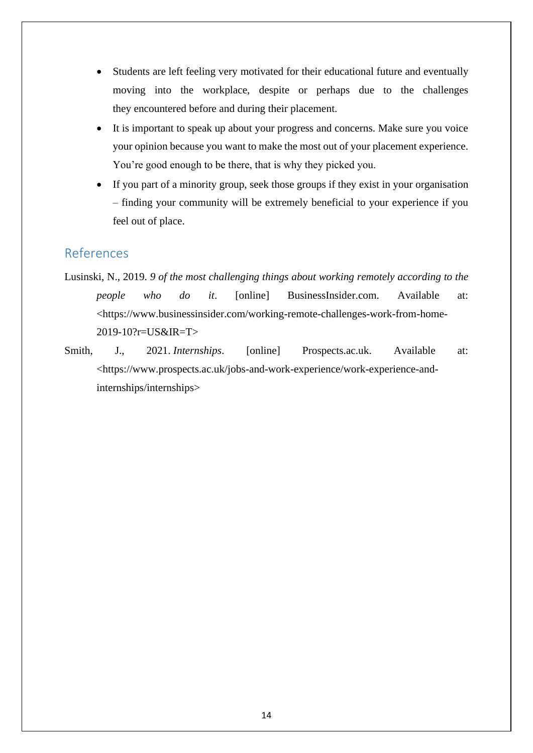- Students are left feeling very motivated for their educational future and eventually moving into the workplace, despite or perhaps due to the challenges they encountered before and during their placement.
- It is important to speak up about your progress and concerns. Make sure you voice your opinion because you want to make the most out of your placement experience. You're good enough to be there, that is why they picked you.
- If you part of a minority group, seek those groups if they exist in your organisation – finding your community will be extremely beneficial to your experience if you feel out of place.

## References

Lusinski, N., 2019. *9 of the most challenging things about working remotely according to the people who do it*. [online] BusinessInsider.com. Available at: <https://www.businessinsider.com/working-remote-challenges-work-from-home-2019-10?r=US&IR=T>

Smith, J., 2021. *Internships*. [online] Prospects.ac.uk. Available at: <https://www.prospects.ac.uk/jobs-and-work-experience/work-experience-and-internships/internships>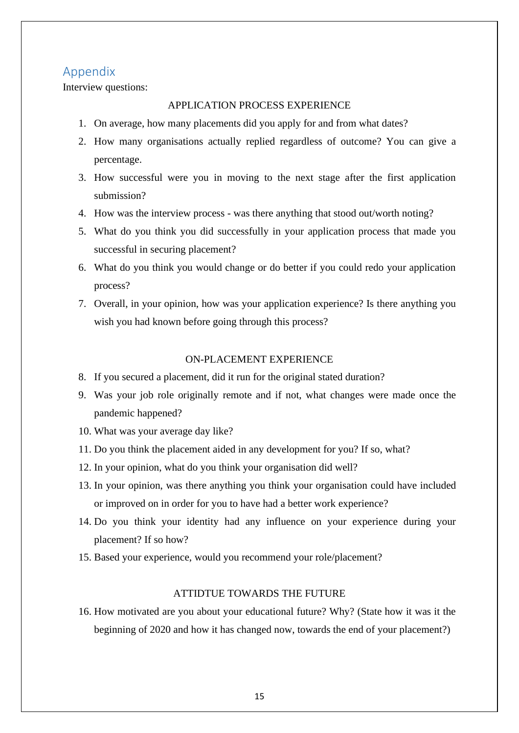## Appendix

Interview questions:

APPLICATION PROCESS EXPERIENCE

1. On average, how many placements did you apply for and from what dates?
2. How many organisations actually replied regardless of outcome? You can give a percentage.
3. How successful were you in moving to the next stage after the first application submission?
4. How was the interview process - was there anything that stood out/worth noting?
5. What do you think you did successfully in your application process that made you successful in securing placement?
6. What do you think you would change or do better if you could redo your application process?
7. Overall, in your opinion, how was your application experience? Is there anything you wish you had known before going through this process?

ON-PLACEMENT EXPERIENCE

8. If you secured a placement, did it run for the original stated duration?
9. Was your job role originally remote and if not, what changes were made once the pandemic happened?
10. What was your average day like?
11. Do you think the placement aided in any development for you? If so, what?
12. In your opinion, what do you think your organisation did well?
13. In your opinion, was there anything you think your organisation could have included or improved on in order for you to have had a better work experience?
14. Do you think your identity had any influence on your experience during your placement? If so how?
15. Based your experience, would you recommend your role/placement?

ATTIDTUE TOWARDS THE FUTURE

16. How motivated are you about your educational future? Why? (State how it was it the beginning of 2020 and how it has changed now, towards the end of your placement?)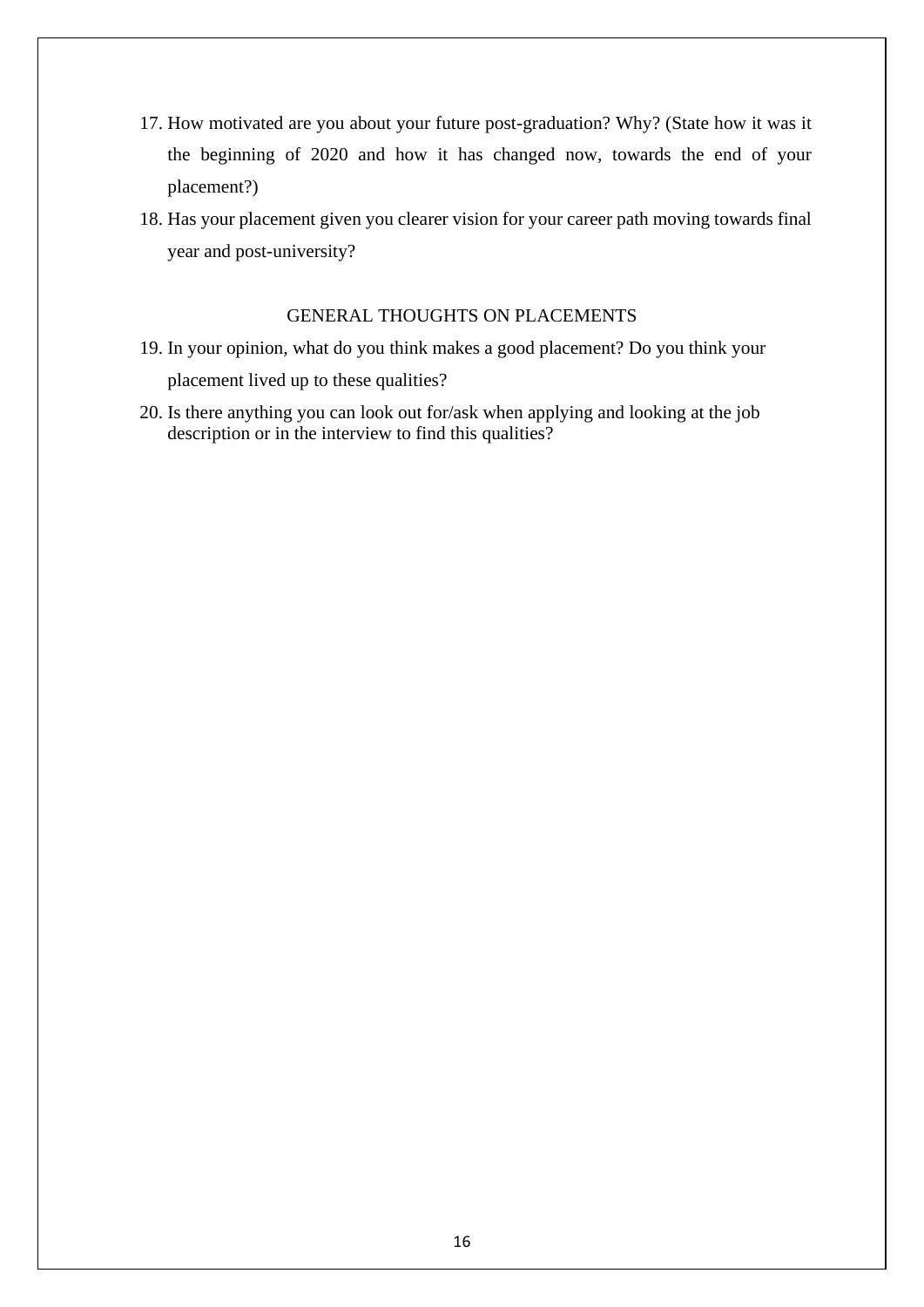17. How motivated are you about your future post-graduation? Why? (State how it was it the beginning of 2020 and how it has changed now, towards the end of your placement?)
18. Has your placement given you clearer vision for your career path moving towards final year and post-university?

GENERAL THOUGHTS ON PLACEMENTS

19. In your opinion, what do you think makes a good placement? Do you think your placement lived up to these qualities?
20. Is there anything you can look out for/ask when applying and looking at the job description or in the interview to find this qualities?